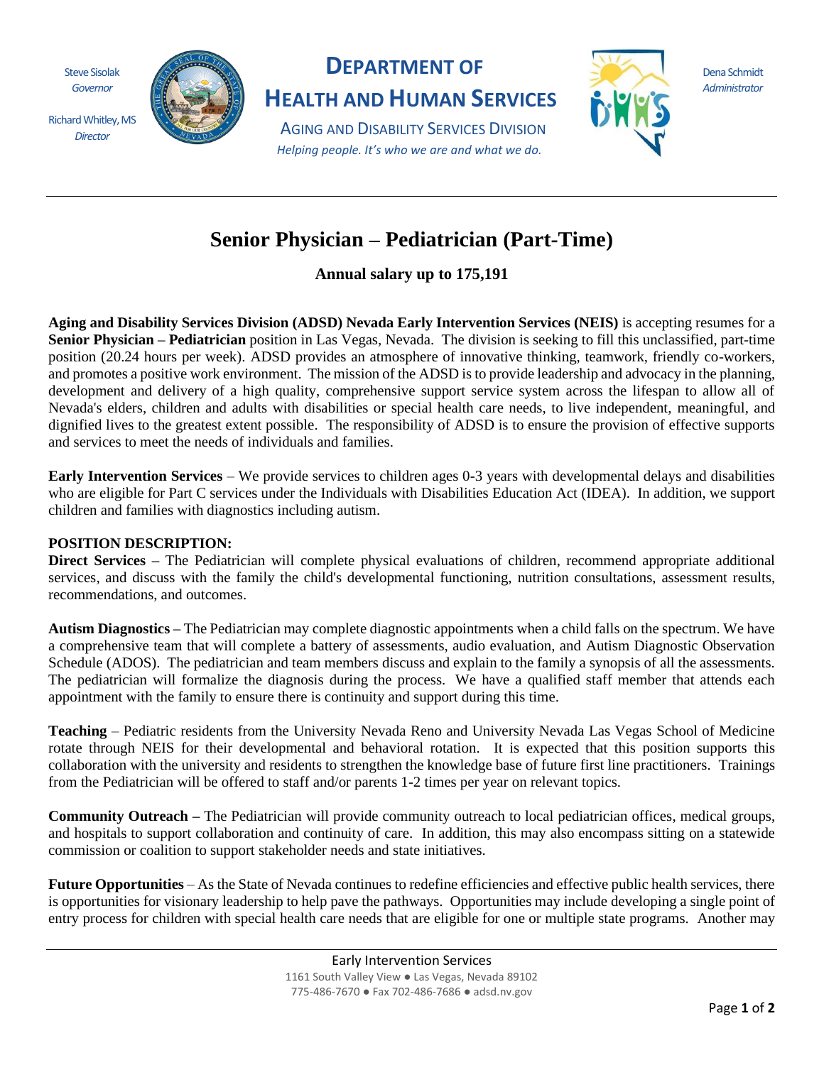Steve Sisolak
*Governor*

Richard Whitley, MS
*Director*

# DEPARTMENT OF HEALTH AND HUMAN SERVICES

AGING AND DISABILITY SERVICES DIVISION

*Helping people. It's who we are and what we do.*

Dena Schmidt
*Administrator*

---

# Senior Physician – Pediatrician (Part-Time)

**Annual salary up to 175,191**

**Aging and Disability Services Division (ADSD) Nevada Early Intervention Services (NEIS)** is accepting resumes for a **Senior Physician – Pediatrician** position in Las Vegas, Nevada. The division is seeking to fill this unclassified, part-time position (20.24 hours per week). ADSD provides an atmosphere of innovative thinking, teamwork, friendly co-workers, and promotes a positive work environment. The mission of the ADSD is to provide leadership and advocacy in the planning, development and delivery of a high quality, comprehensive support service system across the lifespan to allow all of Nevada's elders, children and adults with disabilities or special health care needs, to live independent, meaningful, and dignified lives to the greatest extent possible. The responsibility of ADSD is to ensure the provision of effective supports and services to meet the needs of individuals and families.

**Early Intervention Services** – We provide services to children ages 0-3 years with developmental delays and disabilities who are eligible for Part C services under the Individuals with Disabilities Education Act (IDEA). In addition, we support children and families with diagnostics including autism.

**POSITION DESCRIPTION:**

**Direct Services –** The Pediatrician will complete physical evaluations of children, recommend appropriate additional services, and discuss with the family the child's developmental functioning, nutrition consultations, assessment results, recommendations, and outcomes.

**Autism Diagnostics –** The Pediatrician may complete diagnostic appointments when a child falls on the spectrum. We have a comprehensive team that will complete a battery of assessments, audio evaluation, and Autism Diagnostic Observation Schedule (ADOS). The pediatrician and team members discuss and explain to the family a synopsis of all the assessments. The pediatrician will formalize the diagnosis during the process. We have a qualified staff member that attends each appointment with the family to ensure there is continuity and support during this time.

**Teaching** – Pediatric residents from the University Nevada Reno and University Nevada Las Vegas School of Medicine rotate through NEIS for their developmental and behavioral rotation. It is expected that this position supports this collaboration with the university and residents to strengthen the knowledge base of future first line practitioners. Trainings from the Pediatrician will be offered to staff and/or parents 1-2 times per year on relevant topics.

**Community Outreach –** The Pediatrician will provide community outreach to local pediatrician offices, medical groups, and hospitals to support collaboration and continuity of care. In addition, this may also encompass sitting on a statewide commission or coalition to support stakeholder needs and state initiatives.

**Future Opportunities** – As the State of Nevada continues to redefine efficiencies and effective public health services, there is opportunities for visionary leadership to help pave the pathways. Opportunities may include developing a single point of entry process for children with special health care needs that are eligible for one or multiple state programs. Another may

---

Early Intervention Services
1161 South Valley View ● Las Vegas, Nevada 89102
775-486-7670 ● Fax 702-486-7686 ● adsd.nv.gov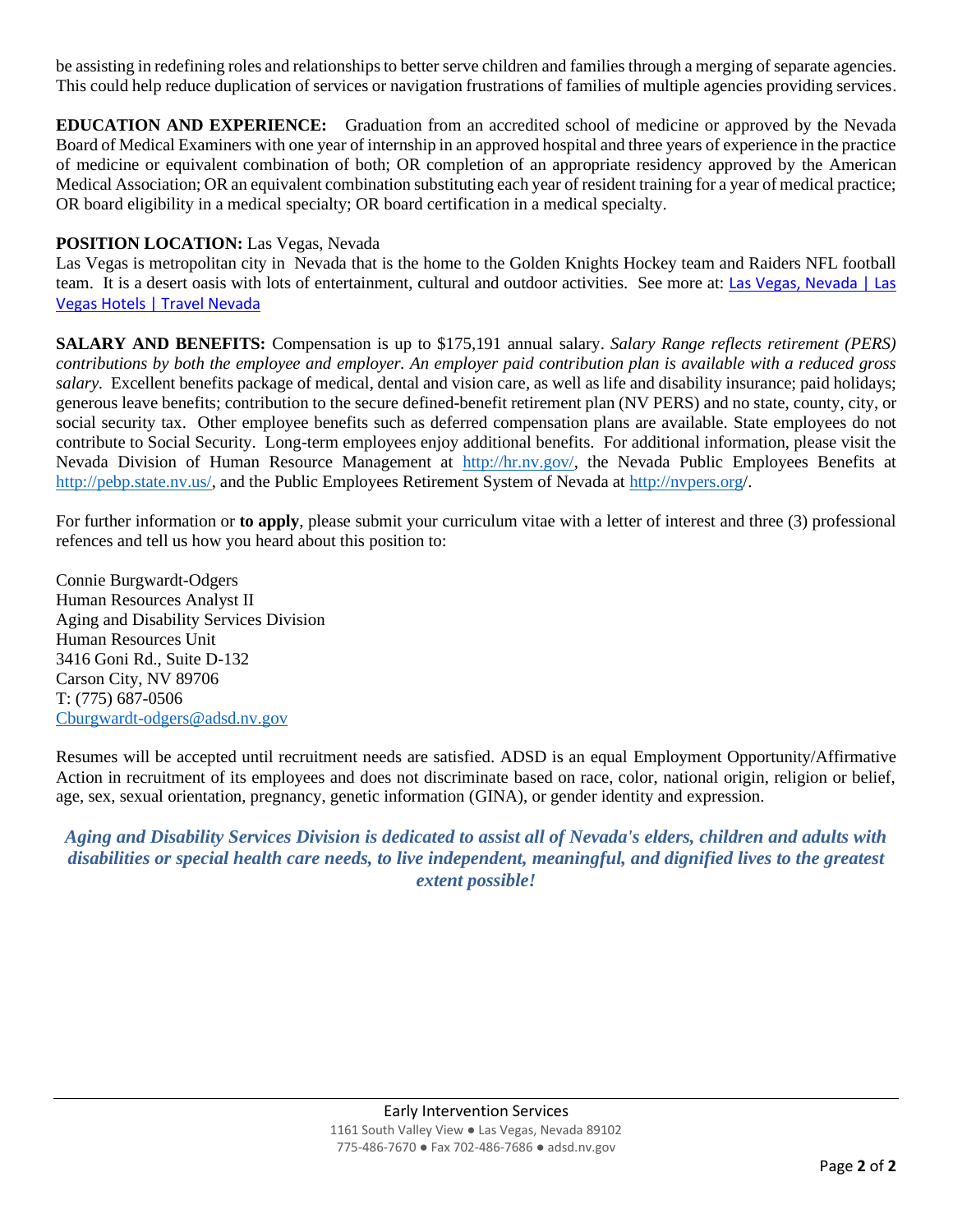be assisting in redefining roles and relationships to better serve children and families through a merging of separate agencies. This could help reduce duplication of services or navigation frustrations of families of multiple agencies providing services.

**EDUCATION AND EXPERIENCE:** Graduation from an accredited school of medicine or approved by the Nevada Board of Medical Examiners with one year of internship in an approved hospital and three years of experience in the practice of medicine or equivalent combination of both; OR completion of an appropriate residency approved by the American Medical Association; OR an equivalent combination substituting each year of resident training for a year of medical practice; OR board eligibility in a medical specialty; OR board certification in a medical specialty.

**POSITION LOCATION:** Las Vegas, Nevada
Las Vegas is metropolitan city in Nevada that is the home to the Golden Knights Hockey team and Raiders NFL football team. It is a desert oasis with lots of entertainment, cultural and outdoor activities. See more at: [Las Vegas, Nevada | Las Vegas Hotels | Travel Nevada]

**SALARY AND BENEFITS:** Compensation is up to $175,191 annual salary. *Salary Range reflects retirement (PERS) contributions by both the employee and employer. An employer paid contribution plan is available with a reduced gross salary.* Excellent benefits package of medical, dental and vision care, as well as life and disability insurance; paid holidays; generous leave benefits; contribution to the secure defined-benefit retirement plan (NV PERS) and no state, county, city, or social security tax. Other employee benefits such as deferred compensation plans are available. State employees do not contribute to Social Security. Long-term employees enjoy additional benefits. For additional information, please visit the Nevada Division of Human Resource Management at http://hr.nv.gov/, the Nevada Public Employees Benefits at http://pebp.state.nv.us/, and the Public Employees Retirement System of Nevada at http://nvpers.org/.

For further information or **to apply**, please submit your curriculum vitae with a letter of interest and three (3) professional refences and tell us how you heard about this position to:

Connie Burgwardt-Odgers
Human Resources Analyst II
Aging and Disability Services Division
Human Resources Unit
3416 Goni Rd., Suite D-132
Carson City, NV 89706
T: (775) 687-0506
Cburgwardt-odgers@adsd.nv.gov

Resumes will be accepted until recruitment needs are satisfied. ADSD is an equal Employment Opportunity/Affirmative Action in recruitment of its employees and does not discriminate based on race, color, national origin, religion or belief, age, sex, sexual orientation, pregnancy, genetic information (GINA), or gender identity and expression.

***Aging and Disability Services Division is dedicated to assist all of Nevada's elders, children and adults with disabilities or special health care needs, to live independent, meaningful, and dignified lives to the greatest extent possible!***

Early Intervention Services
1161 South Valley View ● Las Vegas, Nevada 89102
775-486-7670 ● Fax 702-486-7686 ● adsd.nv.gov